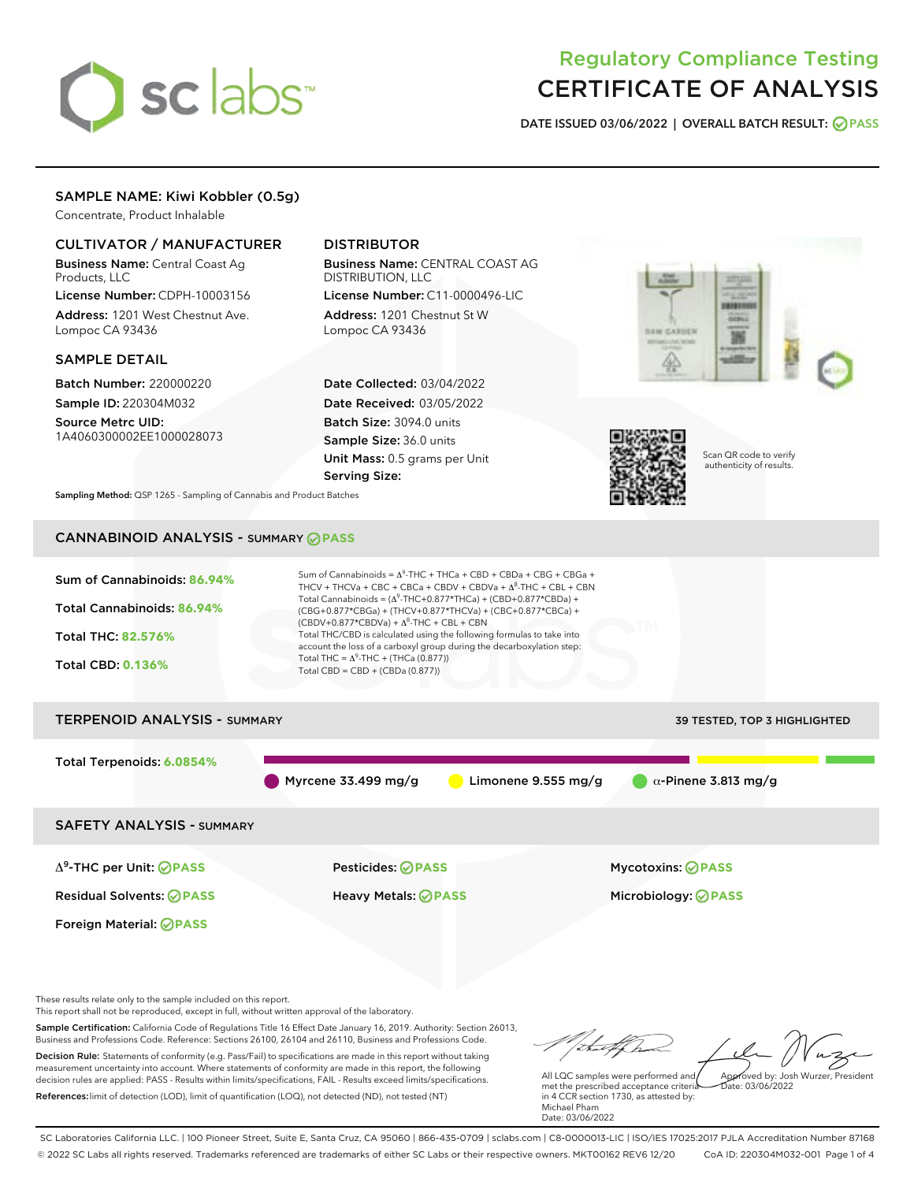# Regulatory Compliance Testing
# CERTIFICATE OF ANALYSIS

**DATE ISSUED** 03/06/2022 | **OVERALL BATCH RESULT:** PASS

## SAMPLE NAME: Kiwi Kobbler (0.5g)

Concentrate, Product Inhalable

### CULTIVATOR / MANUFACTURER

**Business Name:** Central Coast Ag Products, LLC

**License Number:** CDPH-10003156

**Address:** 1201 West Chestnut Ave. Lompoc CA 93436

### DISTRIBUTOR

**Business Name:** CENTRAL COAST AG DISTRIBUTION, LLC

**License Number:** C11-0000496-LIC

**Address:** 1201 Chestnut St W Lompoc CA 93436

### SAMPLE DETAIL

**Batch Number:** 220000220

**Sample ID:** 220304M032

**Source Metrc UID:** 1A4060300002EE1000028073

**Date Collected:** 03/04/2022

**Date Received:** 03/05/2022

**Batch Size:** 3094.0 units

**Sample Size:** 36.0 units

**Unit Mass:** 0.5 grams per Unit

**Serving Size:**

Scan QR code to verify authenticity of results.

**Sampling Method:** QSP 1265 - Sampling of Cannabis and Product Batches

## CANNABINOID ANALYSIS - SUMMARY PASS

**Sum of Cannabinoids:** 86.94%

**Total Cannabinoids:** 86.94%

**Total THC:** 82.576%

**Total CBD:** 0.136%

Sum of Cannabinoids = $\Delta^9$-THC + THCa + CBD + CBDa + CBG + CBGa + THCV + THCVa + CBC + CBCa + CBDV + CBDVa + $\Delta^8$-THC + CBL + CBN

Total Cannabinoids = ($\Delta^9$-THC+0.877*THCa) + (CBD+0.877*CBDa) + (CBG+0.877*CBGa) + (THCV+0.877*THCVa) + (CBC+0.877*CBCa) + (CBDV+0.877*CBDVa) + $\Delta^8$-THC + CBL + CBN

Total THC/CBD is calculated using the following formulas to take into account the loss of a carboxyl group during the decarboxylation step:

Total THC = $\Delta^9$-THC + (THCa (0.877))

Total CBD = CBD + (CBDa (0.877))

## TERPENOID ANALYSIS - SUMMARY

39 TESTED, TOP 3 HIGHLIGHTED

**Total Terpenoids:** 6.0854%

Myrcene 33.499 mg/g | Limonene 9.555 mg/g | $\alpha$-Pinene 3.813 mg/g

## SAFETY ANALYSIS - SUMMARY

$\Delta^9$-THC per Unit: PASS

Pesticides: PASS

Mycotoxins: PASS

Residual Solvents: PASS

Heavy Metals: PASS

Microbiology: PASS

Foreign Material: PASS

These results relate only to the sample included on this report.
This report shall not be reproduced, except in full, without written approval of the laboratory.

**Sample Certification:** California Code of Regulations Title 16 Effect Date January 16, 2019. Authority: Section 26013, Business and Professions Code. Reference: Sections 26100, 26104 and 26110, Business and Professions Code.

**Decision Rule:** Statements of conformity (e.g. Pass/Fail) to specifications are made in this report without taking measurement uncertainty into account. Where statements of conformity are made in this report, the following decision rules are applied: PASS - Results within limits/specifications, FAIL - Results exceed limits/specifications.

**References:** limit of detection (LOD), limit of quantification (LOQ), not detected (ND), not tested (NT)

All LQC samples were performed and met the prescribed acceptance criteria in 4 CCR section 1730, as attested by: Michael Pham
Date: 03/06/2022

Approved by: Josh Wurzer, President
Date: 03/06/2022

SC Laboratories California LLC. | 100 Pioneer Street, Suite E, Santa Cruz, CA 95060 | 866-435-0709 | sclabs.com | C8-0000013-LIC | ISO/IES 17025:2017 PJLA Accreditation Number 87168
© 2022 SC Labs all rights reserved. Trademarks referenced are trademarks of either SC Labs or their respective owners. MKT00162 REV6 12/20 CoA ID: 220304M032-001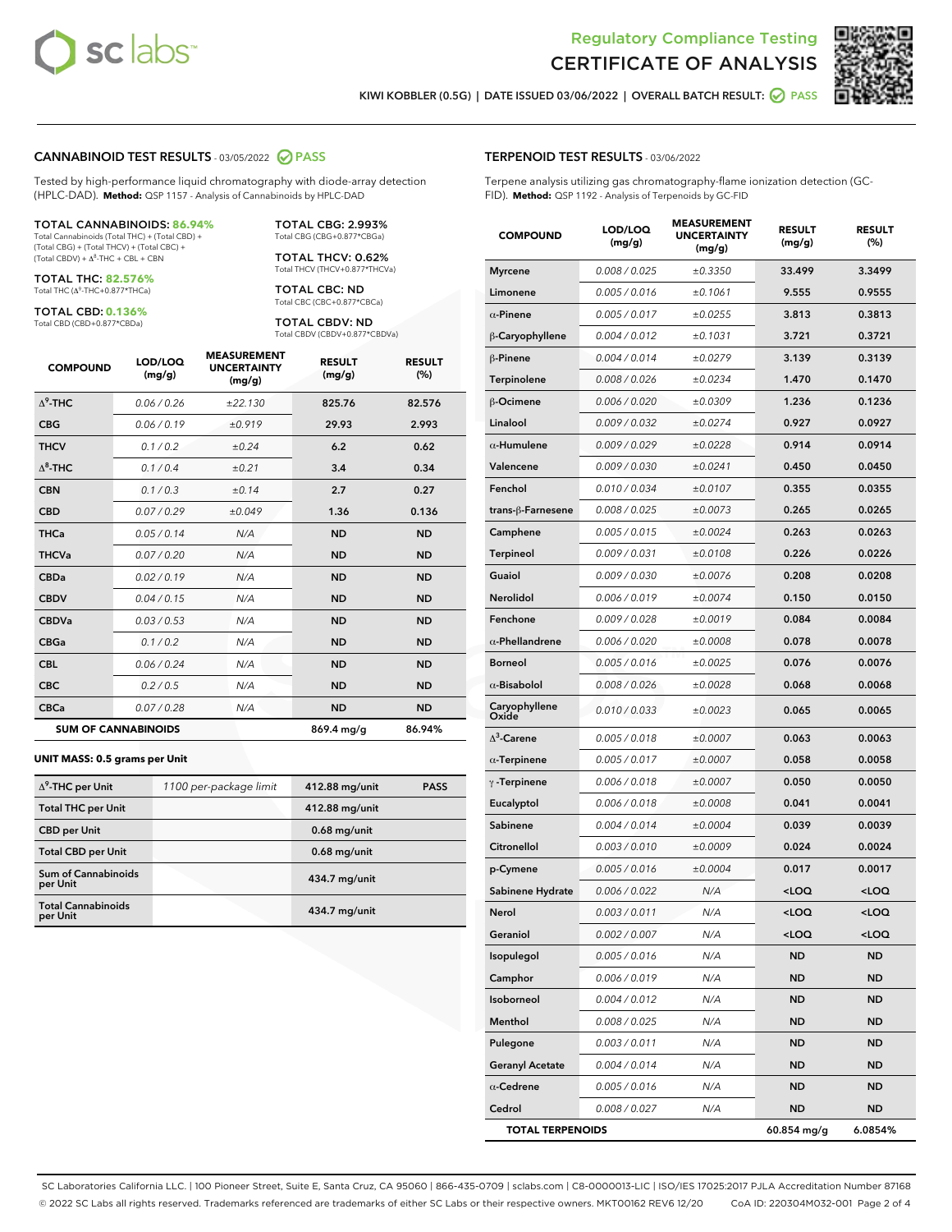Regulatory Compliance Testing
# CERTIFICATE OF ANALYSIS

KIWI KOBBLER (0.5G) | DATE ISSUED 03/06/2022 | OVERALL BATCH RESULT: PASS

## CANNABINOID TEST RESULTS - 03/05/2022 PASS

Tested by high-performance liquid chromatography with diode-array detection (HPLC-DAD). **Method:** QSP 1157 - Analysis of Cannabinoids by HPLC-DAD

**TOTAL CANNABINOIDS: 86.94%**
Total Cannabinoids (Total THC) + (Total CBD) + (Total CBG) + (Total THCV) + (Total CBC) + (Total CBDV) + $\Delta^8$-THC + CBL + CBN

**TOTAL THC: 82.576%**
Total THC ($\Delta^9$-THC+0.877*THCa)

**TOTAL CBD: 0.136%**
Total CBD (CBD+0.877*CBDa)

**TOTAL CBG: 2.993%**
Total CBG (CBG+0.877*CBGa)

**TOTAL THCV: 0.62%**
Total THCV (THCV+0.877*THCVa)

**TOTAL CBC: ND**
Total CBC (CBC+0.877*CBCa)

**TOTAL CBDV: ND**
Total CBDV (CBDV+0.877*CBDVa)

| COMPOUND | LOD/LOQ (mg/g) | MEASUREMENT UNCERTAINTY (mg/g) | RESULT (mg/g) | RESULT (%) |
|---|---|---|---|---|
| $\Delta^9$-THC | 0.06 / 0.26 | ±22.130 | 825.76 | 82.576 |
| CBG | 0.06 / 0.19 | ±0.919 | 29.93 | 2.993 |
| THCV | 0.1 / 0.2 | ±0.24 | 6.2 | 0.62 |
| $\Delta^8$-THC | 0.1 / 0.4 | ±0.21 | 3.4 | 0.34 |
| CBN | 0.1 / 0.3 | ±0.14 | 2.7 | 0.27 |
| CBD | 0.07 / 0.29 | ±0.049 | 1.36 | 0.136 |
| THCa | 0.05 / 0.14 | N/A | ND | ND |
| THCVa | 0.07 / 0.20 | N/A | ND | ND |
| CBDa | 0.02 / 0.19 | N/A | ND | ND |
| CBDV | 0.04 / 0.15 | N/A | ND | ND |
| CBDVa | 0.03 / 0.53 | N/A | ND | ND |
| CBGa | 0.1 / 0.2 | N/A | ND | ND |
| CBL | 0.06 / 0.24 | N/A | ND | ND |
| CBC | 0.2 / 0.5 | N/A | ND | ND |
| CBCa | 0.07 / 0.28 | N/A | ND | ND |
| **SUM OF CANNABINOIDS** | | | **869.4 mg/g** | **86.94%** |

**UNIT MASS: 0.5 grams per Unit**

| | | | |
|---|---|---|---|
| $\Delta^9$-THC per Unit | 1100 per-package limit | 412.88 mg/unit | PASS |
| Total THC per Unit | | 412.88 mg/unit | |
| CBD per Unit | | 0.68 mg/unit | |
| Total CBD per Unit | | 0.68 mg/unit | |
| Sum of Cannabinoids per Unit | | 434.7 mg/unit | |
| Total Cannabinoids per Unit | | 434.7 mg/unit | |

## TERPENOID TEST RESULTS - 03/06/2022

Terpene analysis utilizing gas chromatography-flame ionization detection (GC-FID). **Method:** QSP 1192 - Analysis of Terpenoids by GC-FID

| COMPOUND | LOD/LOQ (mg/g) | MEASUREMENT UNCERTAINTY (mg/g) | RESULT (mg/g) | RESULT (%) |
|---|---|---|---|---|
| Myrcene | 0.008 / 0.025 | ±0.3350 | 33.499 | 3.3499 |
| Limonene | 0.005 / 0.016 | ±0.1061 | 9.555 | 0.9555 |
| α-Pinene | 0.005 / 0.017 | ±0.0255 | 3.813 | 0.3813 |
| β-Caryophyllene | 0.004 / 0.012 | ±0.1031 | 3.721 | 0.3721 |
| β-Pinene | 0.004 / 0.014 | ±0.0279 | 3.139 | 0.3139 |
| Terpinolene | 0.008 / 0.026 | ±0.0234 | 1.470 | 0.1470 |
| β-Ocimene | 0.006 / 0.020 | ±0.0309 | 1.236 | 0.1236 |
| Linalool | 0.009 / 0.032 | ±0.0274 | 0.927 | 0.0927 |
| α-Humulene | 0.009 / 0.029 | ±0.0228 | 0.914 | 0.0914 |
| Valencene | 0.009 / 0.030 | ±0.0241 | 0.450 | 0.0450 |
| Fenchol | 0.010 / 0.034 | ±0.0107 | 0.355 | 0.0355 |
| trans-β-Farnesene | 0.008 / 0.025 | ±0.0073 | 0.265 | 0.0265 |
| Camphene | 0.005 / 0.015 | ±0.0024 | 0.263 | 0.0263 |
| Terpineol | 0.009 / 0.031 | ±0.0108 | 0.226 | 0.0226 |
| Guaiol | 0.009 / 0.030 | ±0.0076 | 0.208 | 0.0208 |
| Nerolidol | 0.006 / 0.019 | ±0.0074 | 0.150 | 0.0150 |
| Fenchone | 0.009 / 0.028 | ±0.0019 | 0.084 | 0.0084 |
| α-Phellandrene | 0.006 / 0.020 | ±0.0008 | 0.078 | 0.0078 |
| Borneol | 0.005 / 0.016 | ±0.0025 | 0.076 | 0.0076 |
| α-Bisabolol | 0.008 / 0.026 | ±0.0028 | 0.068 | 0.0068 |
| Caryophyllene Oxide | 0.010 / 0.033 | ±0.0023 | 0.065 | 0.0065 |
| $\Delta^3$-Carene | 0.005 / 0.018 | ±0.0007 | 0.063 | 0.0063 |
| α-Terpinene | 0.005 / 0.017 | ±0.0007 | 0.058 | 0.0058 |
| γ-Terpinene | 0.006 / 0.018 | ±0.0007 | 0.050 | 0.0050 |
| Eucalyptol | 0.006 / 0.018 | ±0.0008 | 0.041 | 0.0041 |
| Sabinene | 0.004 / 0.014 | ±0.0004 | 0.039 | 0.0039 |
| Citronellol | 0.003 / 0.010 | ±0.0009 | 0.024 | 0.0024 |
| p-Cymene | 0.005 / 0.016 | ±0.0004 | 0.017 | 0.0017 |
| Sabinene Hydrate | 0.006 / 0.022 | N/A | <LOQ | <LOQ |
| Nerol | 0.003 / 0.011 | N/A | <LOQ | <LOQ |
| Geraniol | 0.002 / 0.007 | N/A | <LOQ | <LOQ |
| Isopulegol | 0.005 / 0.016 | N/A | ND | ND |
| Camphor | 0.006 / 0.019 | N/A | ND | ND |
| Isoborneol | 0.004 / 0.012 | N/A | ND | ND |
| Menthol | 0.008 / 0.025 | N/A | ND | ND |
| Pulegone | 0.003 / 0.011 | N/A | ND | ND |
| Geranyl Acetate | 0.004 / 0.014 | N/A | ND | ND |
| α-Cedrene | 0.005 / 0.016 | N/A | ND | ND |
| Cedrol | 0.008 / 0.027 | N/A | ND | ND |
| **TOTAL TERPENOIDS** | | | **60.854 mg/g** | **6.0854%** |

SC Laboratories California LLC. | 100 Pioneer Street, Suite E, Santa Cruz, CA 95060 | 866-435-0709 | sclabs.com | C8-0000013-LIC | ISO/IES 17025:2017 PJLA Accreditation Number 87168
© 2022 SC Labs all rights reserved. Trademarks referenced are trademarks of either SC Labs or their respective owners. MKT00162 REV6 12/20 CoA ID: 220304M032-001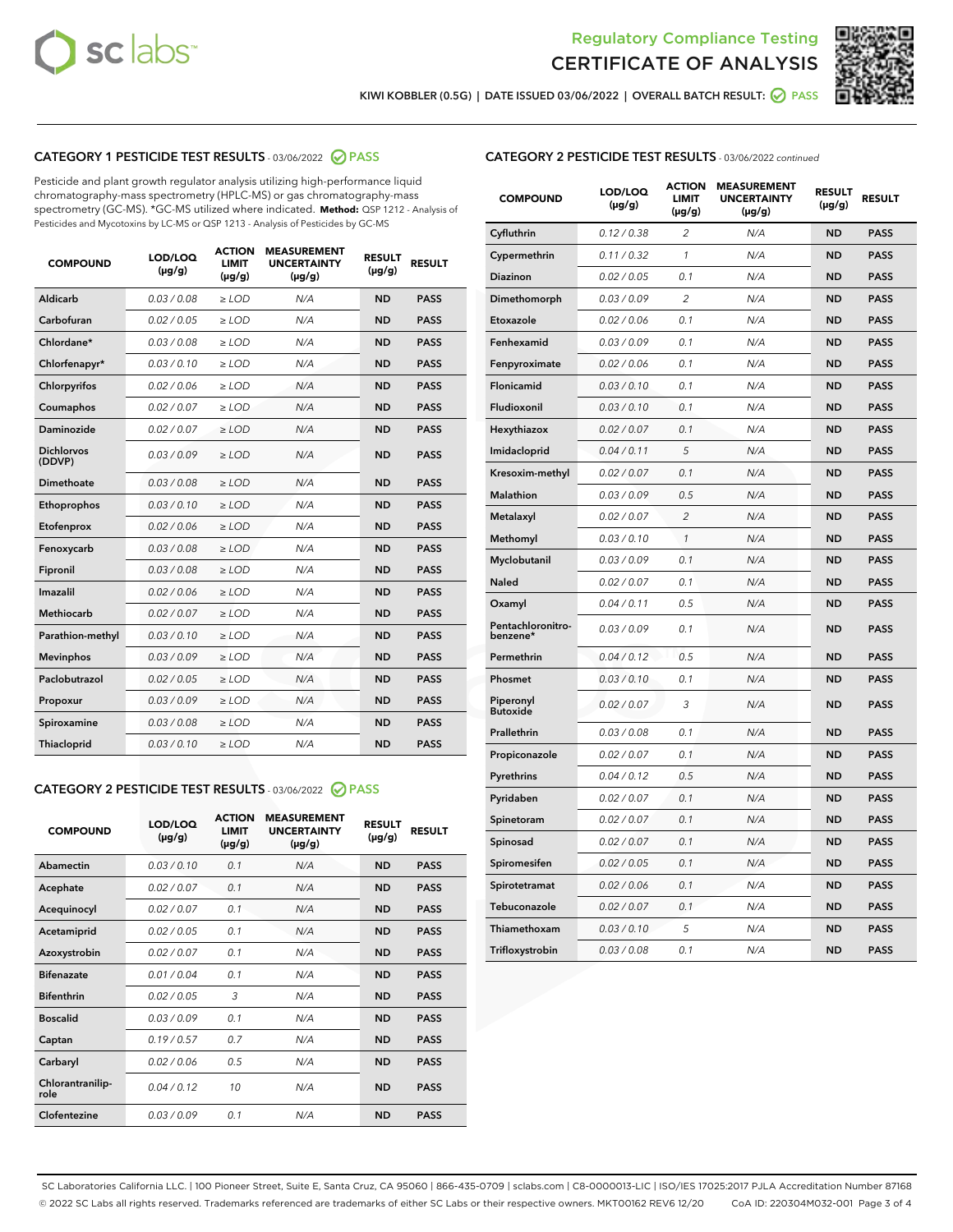## Regulatory Compliance Testing
# CERTIFICATE OF ANALYSIS

KIWI KOBBLER (0.5G) | DATE ISSUED 03/06/2022 | OVERALL BATCH RESULT: PASS

## CATEGORY 1 PESTICIDE TEST RESULTS - 03/06/2022 PASS

Pesticide and plant growth regulator analysis utilizing high-performance liquid chromatography-mass spectrometry (HPLC-MS) or gas chromatography-mass spectrometry (GC-MS). *GC-MS utilized where indicated. **Method:** QSP 1212 - Analysis of Pesticides and Mycotoxins by LC-MS or QSP 1213 - Analysis of Pesticides by GC-MS

| COMPOUND | LOD/LOQ (µg/g) | ACTION LIMIT (µg/g) | MEASUREMENT UNCERTAINTY (µg/g) | RESULT (µg/g) | RESULT |
|---|---|---|---|---|---|
| Aldicarb | 0.03 / 0.08 | ≥ LOD | N/A | ND | PASS |
| Carbofuran | 0.02 / 0.05 | ≥ LOD | N/A | ND | PASS |
| Chlordane* | 0.03 / 0.08 | ≥ LOD | N/A | ND | PASS |
| Chlorfenapyr* | 0.03 / 0.10 | ≥ LOD | N/A | ND | PASS |
| Chlorpyrifos | 0.02 / 0.06 | ≥ LOD | N/A | ND | PASS |
| Coumaphos | 0.02 / 0.07 | ≥ LOD | N/A | ND | PASS |
| Daminozide | 0.02 / 0.07 | ≥ LOD | N/A | ND | PASS |
| Dichlorvos (DDVP) | 0.03 / 0.09 | ≥ LOD | N/A | ND | PASS |
| Dimethoate | 0.03 / 0.08 | ≥ LOD | N/A | ND | PASS |
| Ethoprophos | 0.03 / 0.10 | ≥ LOD | N/A | ND | PASS |
| Etofenprox | 0.02 / 0.06 | ≥ LOD | N/A | ND | PASS |
| Fenoxycarb | 0.03 / 0.08 | ≥ LOD | N/A | ND | PASS |
| Fipronil | 0.03 / 0.08 | ≥ LOD | N/A | ND | PASS |
| Imazalil | 0.02 / 0.06 | ≥ LOD | N/A | ND | PASS |
| Methiocarb | 0.02 / 0.07 | ≥ LOD | N/A | ND | PASS |
| Parathion-methyl | 0.03 / 0.10 | ≥ LOD | N/A | ND | PASS |
| Mevinphos | 0.03 / 0.09 | ≥ LOD | N/A | ND | PASS |
| Paclobutrazol | 0.02 / 0.05 | ≥ LOD | N/A | ND | PASS |
| Propoxur | 0.03 / 0.09 | ≥ LOD | N/A | ND | PASS |
| Spiroxamine | 0.03 / 0.08 | ≥ LOD | N/A | ND | PASS |
| Thiacloprid | 0.03 / 0.10 | ≥ LOD | N/A | ND | PASS |

## CATEGORY 2 PESTICIDE TEST RESULTS - 03/06/2022 PASS

| COMPOUND | LOD/LOQ (µg/g) | ACTION LIMIT (µg/g) | MEASUREMENT UNCERTAINTY (µg/g) | RESULT (µg/g) | RESULT |
|---|---|---|---|---|---|
| Abamectin | 0.03 / 0.10 | 0.1 | N/A | ND | PASS |
| Acephate | 0.02 / 0.07 | 0.1 | N/A | ND | PASS |
| Acequinocyl | 0.02 / 0.07 | 0.1 | N/A | ND | PASS |
| Acetamiprid | 0.02 / 0.05 | 0.1 | N/A | ND | PASS |
| Azoxystrobin | 0.02 / 0.07 | 0.1 | N/A | ND | PASS |
| Bifenazate | 0.01 / 0.04 | 0.1 | N/A | ND | PASS |
| Bifenthrin | 0.02 / 0.05 | 3 | N/A | ND | PASS |
| Boscalid | 0.03 / 0.09 | 0.1 | N/A | ND | PASS |
| Captan | 0.19 / 0.57 | 0.7 | N/A | ND | PASS |
| Carbaryl | 0.02 / 0.06 | 0.5 | N/A | ND | PASS |
| Chlorantraniliprole | 0.04 / 0.12 | 10 | N/A | ND | PASS |
| Clofentezine | 0.03 / 0.09 | 0.1 | N/A | ND | PASS |
| Cyfluthrin | 0.12 / 0.38 | 2 | N/A | ND | PASS |
| Cypermethrin | 0.11 / 0.32 | 1 | N/A | ND | PASS |
| Diazinon | 0.02 / 0.05 | 0.1 | N/A | ND | PASS |
| Dimethomorph | 0.03 / 0.09 | 2 | N/A | ND | PASS |
| Etoxazole | 0.02 / 0.06 | 0.1 | N/A | ND | PASS |
| Fenhexamid | 0.03 / 0.09 | 0.1 | N/A | ND | PASS |
| Fenpyroximate | 0.02 / 0.06 | 0.1 | N/A | ND | PASS |
| Flonicamid | 0.03 / 0.10 | 0.1 | N/A | ND | PASS |
| Fludioxonil | 0.03 / 0.10 | 0.1 | N/A | ND | PASS |
| Hexythiazox | 0.02 / 0.07 | 0.1 | N/A | ND | PASS |
| Imidacloprid | 0.04 / 0.11 | 5 | N/A | ND | PASS |
| Kresoxim-methyl | 0.02 / 0.07 | 0.1 | N/A | ND | PASS |
| Malathion | 0.03 / 0.09 | 0.5 | N/A | ND | PASS |
| Metalaxyl | 0.02 / 0.07 | 2 | N/A | ND | PASS |
| Methomyl | 0.03 / 0.10 | 1 | N/A | ND | PASS |
| Myclobutanil | 0.03 / 0.09 | 0.1 | N/A | ND | PASS |
| Naled | 0.02 / 0.07 | 0.1 | N/A | ND | PASS |
| Oxamyl | 0.04 / 0.11 | 0.5 | N/A | ND | PASS |
| Pentachloronitrobenzene* | 0.03 / 0.09 | 0.1 | N/A | ND | PASS |
| Permethrin | 0.04 / 0.12 | 0.5 | N/A | ND | PASS |
| Phosmet | 0.03 / 0.10 | 0.1 | N/A | ND | PASS |
| Piperonyl Butoxide | 0.02 / 0.07 | 3 | N/A | ND | PASS |
| Prallethrin | 0.03 / 0.08 | 0.1 | N/A | ND | PASS |
| Propiconazole | 0.02 / 0.07 | 0.1 | N/A | ND | PASS |
| Pyrethrins | 0.04 / 0.12 | 0.5 | N/A | ND | PASS |
| Pyridaben | 0.02 / 0.07 | 0.1 | N/A | ND | PASS |
| Spinetoram | 0.02 / 0.07 | 0.1 | N/A | ND | PASS |
| Spinosad | 0.02 / 0.07 | 0.1 | N/A | ND | PASS |
| Spiromesifen | 0.02 / 0.05 | 0.1 | N/A | ND | PASS |
| Spirotetramat | 0.02 / 0.06 | 0.1 | N/A | ND | PASS |
| Tebuconazole | 0.02 / 0.07 | 0.1 | N/A | ND | PASS |
| Thiamethoxam | 0.03 / 0.10 | 5 | N/A | ND | PASS |
| Trifloxystrobin | 0.03 / 0.08 | 0.1 | N/A | ND | PASS |

SC Laboratories California LLC. | 100 Pioneer Street, Suite E, Santa Cruz, CA 95060 | 866-435-0709 | sclabs.com | C8-0000013-LIC | ISO/IES 17025:2017 PJLA Accreditation Number 87168
© 2022 SC Labs all rights reserved. Trademarks referenced are trademarks of either SC Labs or their respective owners. MKT00162 REV6 12/20 CoA ID: 220304M032-001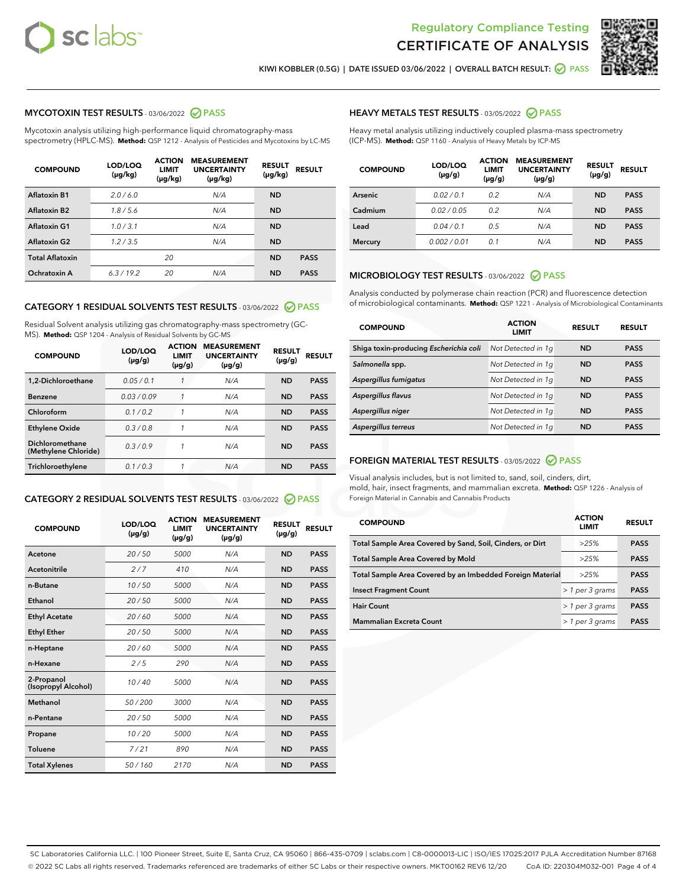Regulatory Compliance Testing

# CERTIFICATE OF ANALYSIS

KIWI KOBBLER (0.5G) | DATE ISSUED 03/06/2022 | OVERALL BATCH RESULT: PASS

## MYCOTOXIN TEST RESULTS - 03/06/2022 PASS

Mycotoxin analysis utilizing high-performance liquid chromatography-mass spectrometry (HPLC-MS). **Method:** QSP 1212 - Analysis of Pesticides and Mycotoxins by LC-MS

| COMPOUND | LOD/LOQ (µg/kg) | ACTION LIMIT (µg/kg) | MEASUREMENT UNCERTAINTY (µg/kg) | RESULT (µg/kg) | RESULT |
|---|---|---|---|---|---|
| Aflatoxin B1 | 2.0 / 6.0 | | N/A | ND | |
| Aflatoxin B2 | 1.8 / 5.6 | | N/A | ND | |
| Aflatoxin G1 | 1.0 / 3.1 | | N/A | ND | |
| Aflatoxin G2 | 1.2 / 3.5 | | N/A | ND | |
| Total Aflatoxin | | 20 | | ND | PASS |
| Ochratoxin A | 6.3 / 19.2 | 20 | N/A | ND | PASS |

## CATEGORY 1 RESIDUAL SOLVENTS TEST RESULTS - 03/06/2022 PASS

Residual Solvent analysis utilizing gas chromatography-mass spectrometry (GC-MS). **Method:** QSP 1204 - Analysis of Residual Solvents by GC-MS

| COMPOUND | LOD/LOQ (µg/g) | ACTION LIMIT (µg/g) | MEASUREMENT UNCERTAINTY (µg/g) | RESULT (µg/g) | RESULT |
|---|---|---|---|---|---|
| 1,2-Dichloroethane | 0.05 / 0.1 | 1 | N/A | ND | PASS |
| Benzene | 0.03 / 0.09 | 1 | N/A | ND | PASS |
| Chloroform | 0.1 / 0.2 | 1 | N/A | ND | PASS |
| Ethylene Oxide | 0.3 / 0.8 | 1 | N/A | ND | PASS |
| Dichloromethane (Methylene Chloride) | 0.3 / 0.9 | 1 | N/A | ND | PASS |
| Trichloroethylene | 0.1 / 0.3 | 1 | N/A | ND | PASS |

## CATEGORY 2 RESIDUAL SOLVENTS TEST RESULTS - 03/06/2022 PASS

| COMPOUND | LOD/LOQ (µg/g) | ACTION LIMIT (µg/g) | MEASUREMENT UNCERTAINTY (µg/g) | RESULT (µg/g) | RESULT |
|---|---|---|---|---|---|
| Acetone | 20 / 50 | 5000 | N/A | ND | PASS |
| Acetonitrile | 2 / 7 | 410 | N/A | ND | PASS |
| n-Butane | 10 / 50 | 5000 | N/A | ND | PASS |
| Ethanol | 20 / 50 | 5000 | N/A | ND | PASS |
| Ethyl Acetate | 20 / 60 | 5000 | N/A | ND | PASS |
| Ethyl Ether | 20 / 50 | 5000 | N/A | ND | PASS |
| n-Heptane | 20 / 60 | 5000 | N/A | ND | PASS |
| n-Hexane | 2 / 5 | 290 | N/A | ND | PASS |
| 2-Propanol (Isopropyl Alcohol) | 10 / 40 | 5000 | N/A | ND | PASS |
| Methanol | 50 / 200 | 3000 | N/A | ND | PASS |
| n-Pentane | 20 / 50 | 5000 | N/A | ND | PASS |
| Propane | 10 / 20 | 5000 | N/A | ND | PASS |
| Toluene | 7 / 21 | 890 | N/A | ND | PASS |
| Total Xylenes | 50 / 160 | 2170 | N/A | ND | PASS |

## HEAVY METALS TEST RESULTS - 03/05/2022 PASS

Heavy metal analysis utilizing inductively coupled plasma-mass spectrometry (ICP-MS). **Method:** QSP 1160 - Analysis of Heavy Metals by ICP-MS

| COMPOUND | LOD/LOQ (µg/g) | ACTION LIMIT (µg/g) | MEASUREMENT UNCERTAINTY (µg/g) | RESULT (µg/g) | RESULT |
|---|---|---|---|---|---|
| Arsenic | 0.02 / 0.1 | 0.2 | N/A | ND | PASS |
| Cadmium | 0.02 / 0.05 | 0.2 | N/A | ND | PASS |
| Lead | 0.04 / 0.1 | 0.5 | N/A | ND | PASS |
| Mercury | 0.002 / 0.01 | 0.1 | N/A | ND | PASS |

## MICROBIOLOGY TEST RESULTS - 03/06/2022 PASS

Analysis conducted by polymerase chain reaction (PCR) and fluorescence detection of microbiological contaminants. **Method:** QSP 1221 - Analysis of Microbiological Contaminants

| COMPOUND | ACTION LIMIT | RESULT | RESULT |
|---|---|---|---|
| Shiga toxin-producing *Escherichia coli* | Not Detected in 1g | ND | PASS |
| *Salmonella* spp. | Not Detected in 1g | ND | PASS |
| *Aspergillus fumigatus* | Not Detected in 1g | ND | PASS |
| *Aspergillus flavus* | Not Detected in 1g | ND | PASS |
| *Aspergillus niger* | Not Detected in 1g | ND | PASS |
| *Aspergillus terreus* | Not Detected in 1g | ND | PASS |

## FOREIGN MATERIAL TEST RESULTS - 03/05/2022 PASS

Visual analysis includes, but is not limited to, sand, soil, cinders, dirt, mold, hair, insect fragments, and mammalian excreta. **Method:** QSP 1226 - Analysis of Foreign Material in Cannabis and Cannabis Products

| COMPOUND | ACTION LIMIT | RESULT |
|---|---|---|
| Total Sample Area Covered by Sand, Soil, Cinders, or Dirt | >25% | PASS |
| Total Sample Area Covered by Mold | >25% | PASS |
| Total Sample Area Covered by an Imbedded Foreign Material | >25% | PASS |
| Insect Fragment Count | > 1 per 3 grams | PASS |
| Hair Count | > 1 per 3 grams | PASS |
| Mammalian Excreta Count | > 1 per 3 grams | PASS |

SC Laboratories California LLC. | 100 Pioneer Street, Suite E, Santa Cruz, CA 95060 | 866-435-0709 | sclabs.com | C8-0000013-LIC | ISO/IES 17025:2017 PJLA Accreditation Number 87168
© 2022 SC Labs all rights reserved. Trademarks referenced are trademarks of either SC Labs or their respective owners. MKT00162 REV6 12/20 CoA ID: 220304M032-001